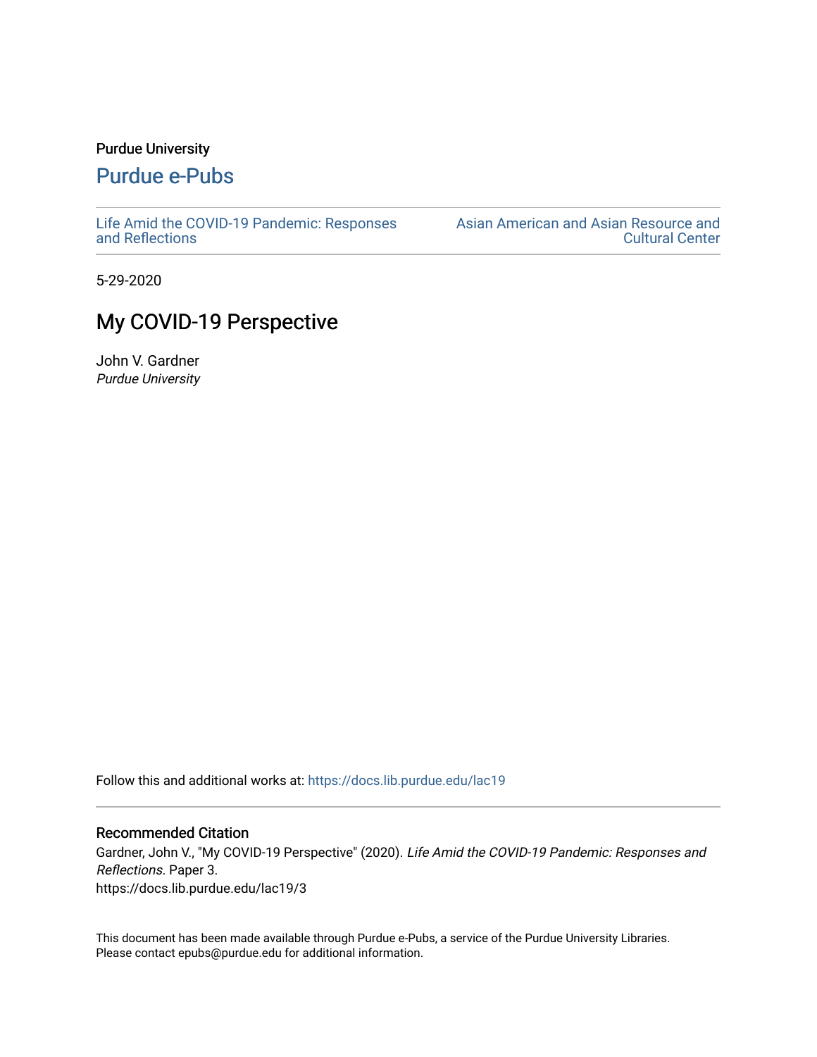Purdue University

# Purdue e-Pubs

Life Amid the COVID-19 Pandemic: Responses and Reflections

Asian American and Asian Resource and Cultural Center

5-29-2020

## My COVID-19 Perspective

John V. Gardner
*Purdue University*

Follow this and additional works at: https://docs.lib.purdue.edu/lac19

### Recommended Citation

Gardner, John V., "My COVID-19 Perspective" (2020). *Life Amid the COVID-19 Pandemic: Responses and Reflections.* Paper 3.
https://docs.lib.purdue.edu/lac19/3

This document has been made available through Purdue e-Pubs, a service of the Purdue University Libraries. Please contact epubs@purdue.edu for additional information.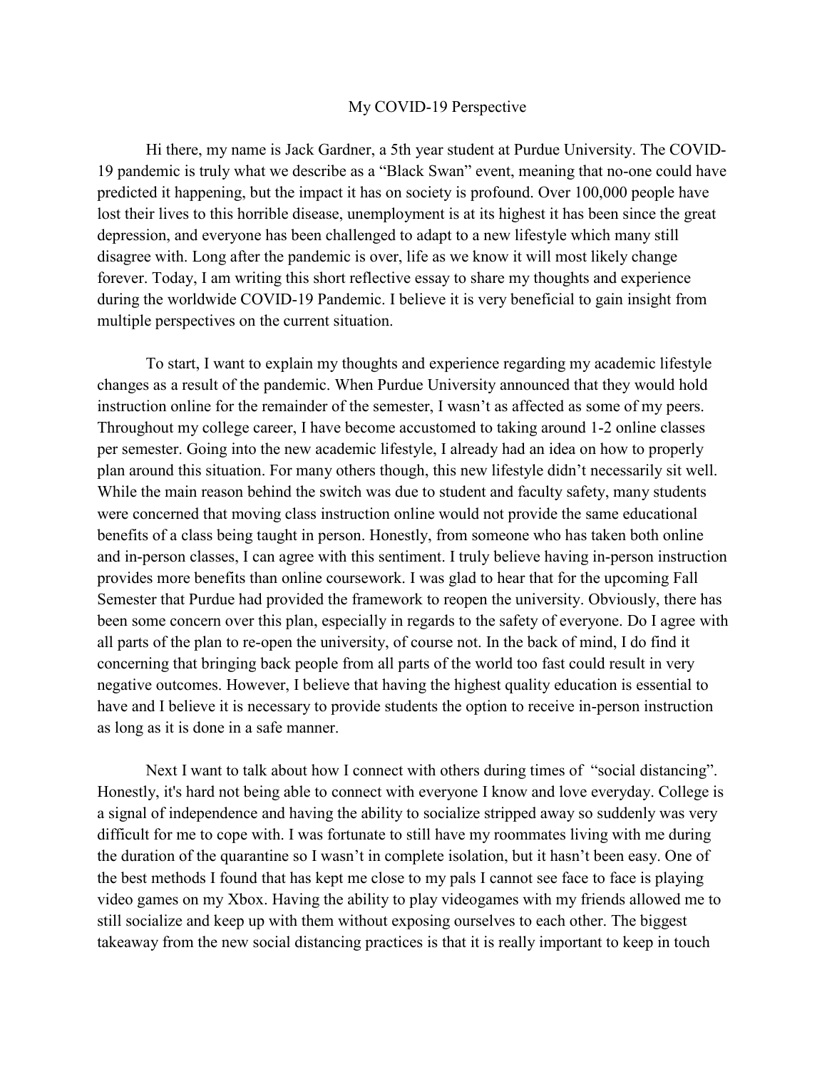My COVID-19 Perspective

Hi there, my name is Jack Gardner, a 5th year student at Purdue University. The COVID-19 pandemic is truly what we describe as a "Black Swan" event, meaning that no-one could have predicted it happening, but the impact it has on society is profound. Over 100,000 people have lost their lives to this horrible disease, unemployment is at its highest it has been since the great depression, and everyone has been challenged to adapt to a new lifestyle which many still disagree with. Long after the pandemic is over, life as we know it will most likely change forever. Today, I am writing this short reflective essay to share my thoughts and experience during the worldwide COVID-19 Pandemic. I believe it is very beneficial to gain insight from multiple perspectives on the current situation.

To start, I want to explain my thoughts and experience regarding my academic lifestyle changes as a result of the pandemic. When Purdue University announced that they would hold instruction online for the remainder of the semester, I wasn't as affected as some of my peers. Throughout my college career, I have become accustomed to taking around 1-2 online classes per semester. Going into the new academic lifestyle, I already had an idea on how to properly plan around this situation. For many others though, this new lifestyle didn't necessarily sit well. While the main reason behind the switch was due to student and faculty safety, many students were concerned that moving class instruction online would not provide the same educational benefits of a class being taught in person. Honestly, from someone who has taken both online and in-person classes, I can agree with this sentiment. I truly believe having in-person instruction provides more benefits than online coursework. I was glad to hear that for the upcoming Fall Semester that Purdue had provided the framework to reopen the university. Obviously, there has been some concern over this plan, especially in regards to the safety of everyone. Do I agree with all parts of the plan to re-open the university, of course not. In the back of mind, I do find it concerning that bringing back people from all parts of the world too fast could result in very negative outcomes. However, I believe that having the highest quality education is essential to have and I believe it is necessary to provide students the option to receive in-person instruction as long as it is done in a safe manner.

Next I want to talk about how I connect with others during times of "social distancing". Honestly, it's hard not being able to connect with everyone I know and love everyday. College is a signal of independence and having the ability to socialize stripped away so suddenly was very difficult for me to cope with. I was fortunate to still have my roommates living with me during the duration of the quarantine so I wasn't in complete isolation, but it hasn't been easy. One of the best methods I found that has kept me close to my pals I cannot see face to face is playing video games on my Xbox. Having the ability to play videogames with my friends allowed me to still socialize and keep up with them without exposing ourselves to each other. The biggest takeaway from the new social distancing practices is that it is really important to keep in touch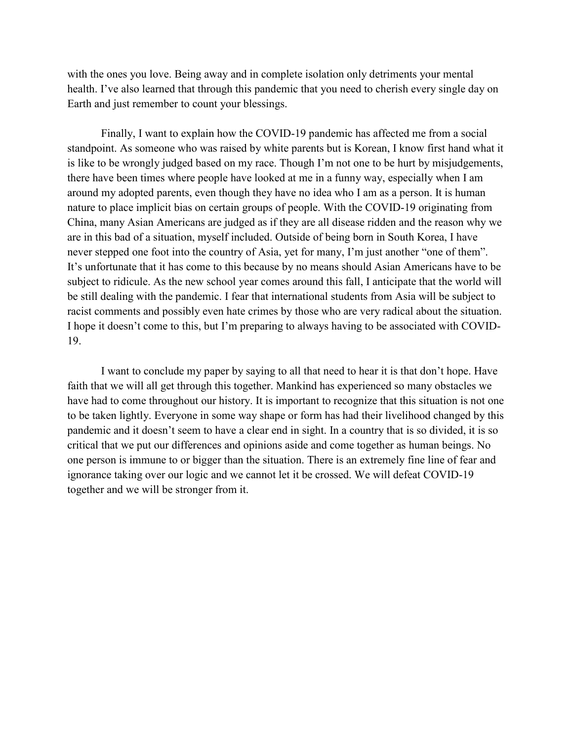with the ones you love. Being away and in complete isolation only detriments your mental health. I've also learned that through this pandemic that you need to cherish every single day on Earth and just remember to count your blessings.

Finally, I want to explain how the COVID-19 pandemic has affected me from a social standpoint. As someone who was raised by white parents but is Korean, I know first hand what it is like to be wrongly judged based on my race. Though I'm not one to be hurt by misjudgements, there have been times where people have looked at me in a funny way, especially when I am around my adopted parents, even though they have no idea who I am as a person. It is human nature to place implicit bias on certain groups of people. With the COVID-19 originating from China, many Asian Americans are judged as if they are all disease ridden and the reason why we are in this bad of a situation, myself included. Outside of being born in South Korea, I have never stepped one foot into the country of Asia, yet for many, I'm just another "one of them". It's unfortunate that it has come to this because by no means should Asian Americans have to be subject to ridicule. As the new school year comes around this fall, I anticipate that the world will be still dealing with the pandemic. I fear that international students from Asia will be subject to racist comments and possibly even hate crimes by those who are very radical about the situation. I hope it doesn't come to this, but I'm preparing to always having to be associated with COVID-19.

I want to conclude my paper by saying to all that need to hear it is that don't hope. Have faith that we will all get through this together. Mankind has experienced so many obstacles we have had to come throughout our history. It is important to recognize that this situation is not one to be taken lightly. Everyone in some way shape or form has had their livelihood changed by this pandemic and it doesn't seem to have a clear end in sight. In a country that is so divided, it is so critical that we put our differences and opinions aside and come together as human beings. No one person is immune to or bigger than the situation. There is an extremely fine line of fear and ignorance taking over our logic and we cannot let it be crossed. We will defeat COVID-19 together and we will be stronger from it.